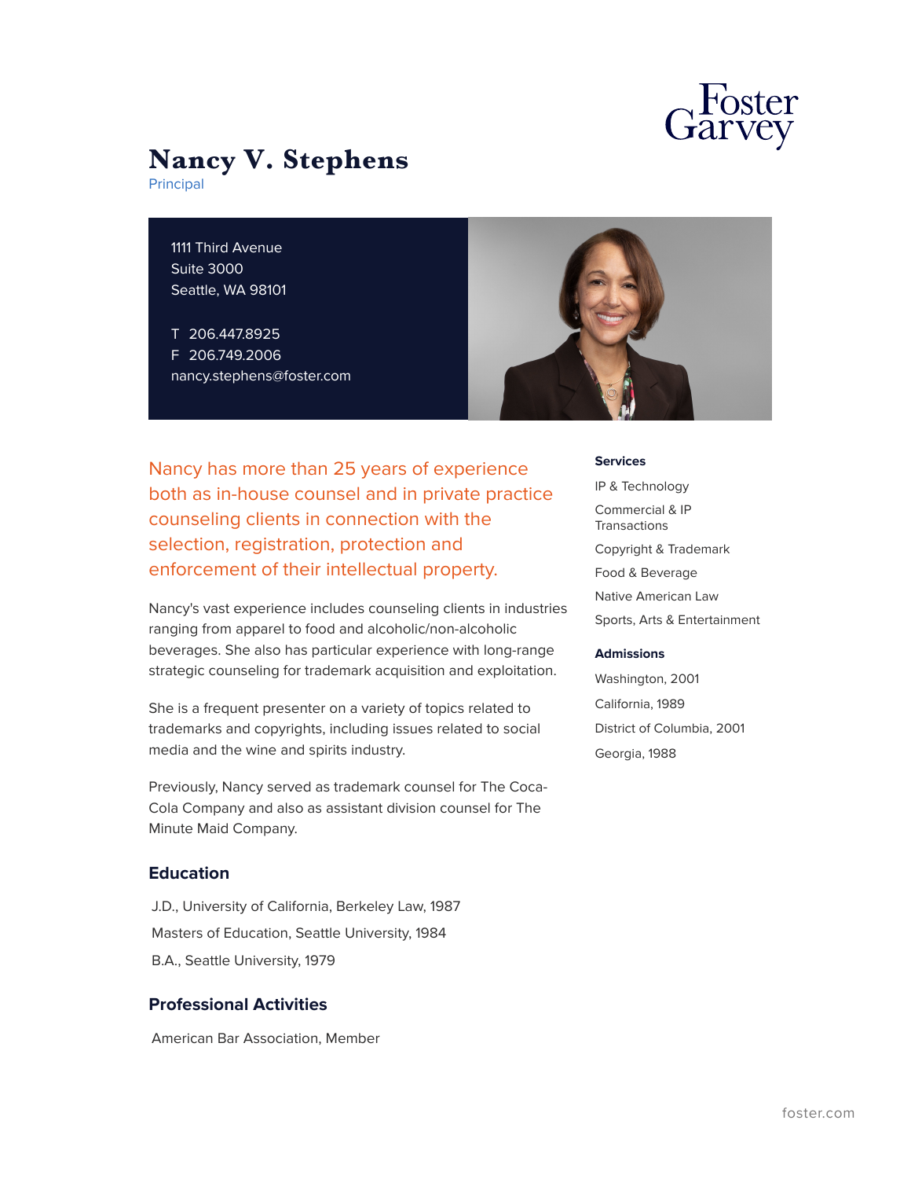# Nancy V. Stephens

Principal

1111 Third Avenue
Suite 3000
Seattle, WA 98101

T 206.447.8925
F 206.749.2006
nancy.stephens@foster.com

Nancy has more than 25 years of experience both as in-house counsel and in private practice counseling clients in connection with the selection, registration, protection and enforcement of their intellectual property.

Nancy's vast experience includes counseling clients in industries ranging from apparel to food and alcoholic/non-alcoholic beverages. She also has particular experience with long-range strategic counseling for trademark acquisition and exploitation.

She is a frequent presenter on a variety of topics related to trademarks and copyrights, including issues related to social media and the wine and spirits industry.

Previously, Nancy served as trademark counsel for The Coca-Cola Company and also as assistant division counsel for The Minute Maid Company.

## Education

J.D., University of California, Berkeley Law, 1987

Masters of Education, Seattle University, 1984

B.A., Seattle University, 1979

## Professional Activities

American Bar Association, Member

### Services

IP & Technology

Commercial & IP Transactions

Copyright & Trademark

Food & Beverage

Native American Law

Sports, Arts & Entertainment

### Admissions

Washington, 2001

California, 1989

District of Columbia, 2001

Georgia, 1988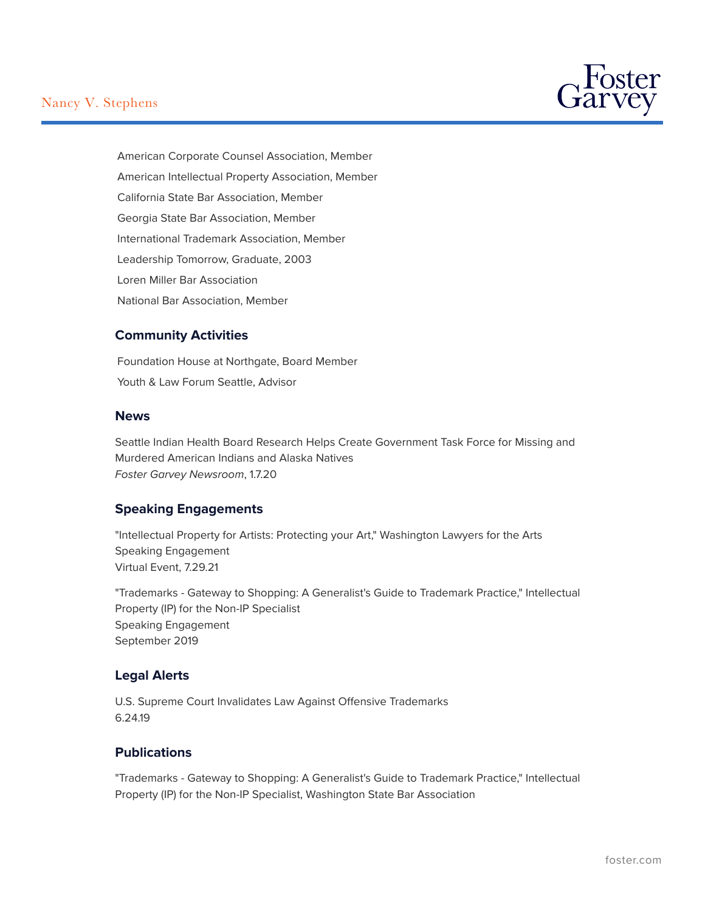American Corporate Counsel Association, Member

American Intellectual Property Association, Member

California State Bar Association, Member

Georgia State Bar Association, Member

International Trademark Association, Member

Leadership Tomorrow, Graduate, 2003

Loren Miller Bar Association

National Bar Association, Member

## Community Activities

Foundation House at Northgate, Board Member

Youth & Law Forum Seattle, Advisor

## News

Seattle Indian Health Board Research Helps Create Government Task Force for Missing and Murdered American Indians and Alaska Natives
*Foster Garvey Newsroom*, 1.7.20

## Speaking Engagements

"Intellectual Property for Artists: Protecting your Art," Washington Lawyers for the Arts
Speaking Engagement
Virtual Event, 7.29.21

"Trademarks - Gateway to Shopping: A Generalist's Guide to Trademark Practice," Intellectual Property (IP) for the Non-IP Specialist
Speaking Engagement
September 2019

## Legal Alerts

U.S. Supreme Court Invalidates Law Against Offensive Trademarks
6.24.19

## Publications

"Trademarks - Gateway to Shopping: A Generalist's Guide to Trademark Practice," Intellectual Property (IP) for the Non-IP Specialist, Washington State Bar Association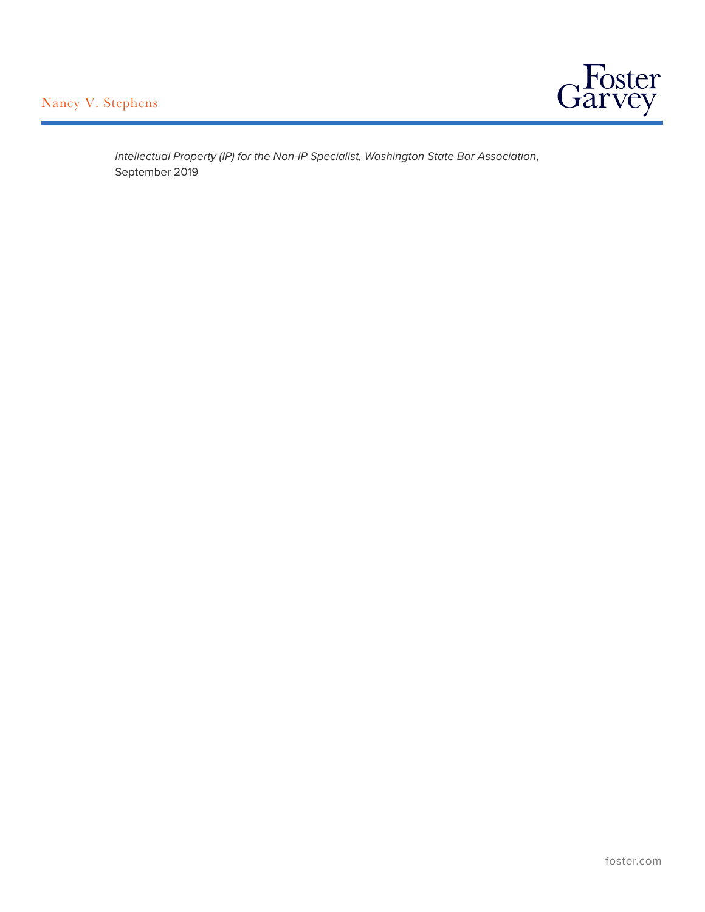*Intellectual Property (IP) for the Non-IP Specialist, Washington State Bar Association*, September 2019